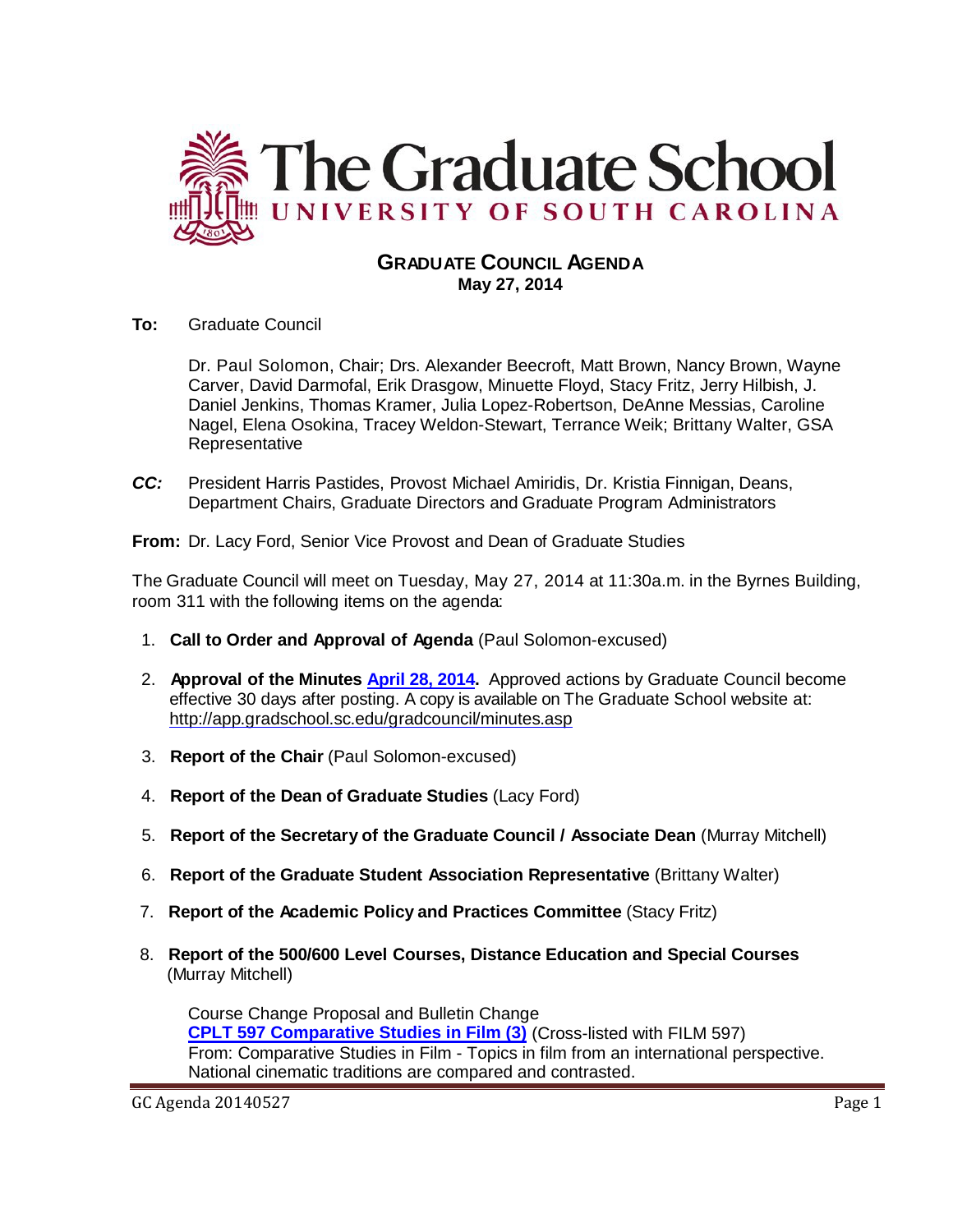# The Graduate School
## UNIVERSITY OF SOUTH CAROLINA

**GRADUATE COUNCIL AGENDA**
**May 27, 2014**

**To:** Graduate Council

Dr. Paul Solomon, Chair; Drs. Alexander Beecroft, Matt Brown, Nancy Brown, Wayne Carver, David Darmofal, Erik Drasgow, Minuette Floyd, Stacy Fritz, Jerry Hilbish, J. Daniel Jenkins, Thomas Kramer, Julia Lopez-Robertson, DeAnne Messias, Caroline Nagel, Elena Osokina, Tracey Weldon-Stewart, Terrance Weik; Brittany Walter, GSA Representative

***CC:*** President Harris Pastides, Provost Michael Amiridis, Dr. Kristia Finnigan, Deans, Department Chairs, Graduate Directors and Graduate Program Administrators

**From:** Dr. Lacy Ford, Senior Vice Provost and Dean of Graduate Studies

The Graduate Council will meet on Tuesday, May 27, 2014 at 11:30a.m. in the Byrnes Building, room 311 with the following items on the agenda:

1. **Call to Order and Approval of Agenda** (Paul Solomon-excused)
2. **Approval of the Minutes [April 28, 2014](#).** Approved actions by Graduate Council become effective 30 days after posting. A copy is available on The Graduate School website at: http://app.gradschool.sc.edu/gradcouncil/minutes.asp
3. **Report of the Chair** (Paul Solomon-excused)
4. **Report of the Dean of Graduate Studies** (Lacy Ford)
5. **Report of the Secretary of the Graduate Council / Associate Dean** (Murray Mitchell)
6. **Report of the Graduate Student Association Representative** (Brittany Walter)
7. **Report of the Academic Policy and Practices Committee** (Stacy Fritz)
8. **Report of the 500/600 Level Courses, Distance Education and Special Courses** (Murray Mitchell)

   Course Change Proposal and Bulletin Change
   **[CPLT 597 Comparative Studies in Film (3)](#)** (Cross-listed with FILM 597)
   From: Comparative Studies in Film - Topics in film from an international perspective. National cinematic traditions are compared and contrasted.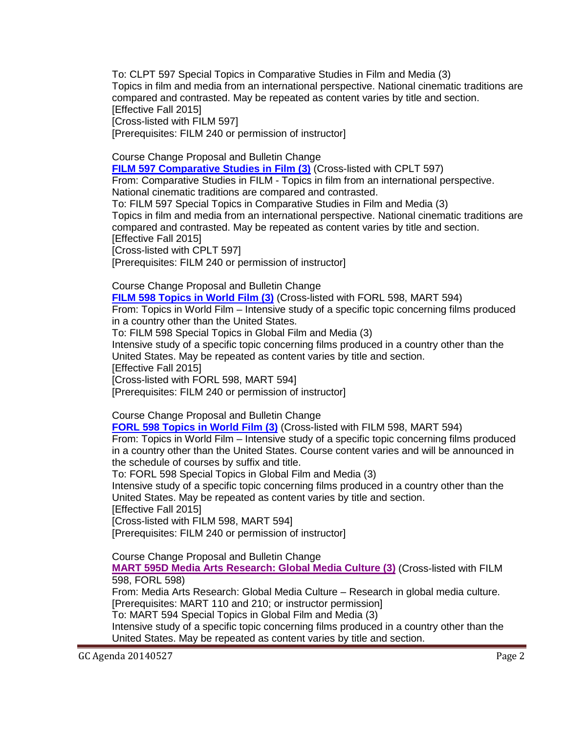To: CLPT 597 Special Topics in Comparative Studies in Film and Media (3)
Topics in film and media from an international perspective. National cinematic traditions are compared and contrasted. May be repeated as content varies by title and section.
[Effective Fall 2015]
[Cross-listed with FILM 597]
[Prerequisites: FILM 240 or permission of instructor]

Course Change Proposal and Bulletin Change
**FILM 597 Comparative Studies in Film (3)** (Cross-listed with CPLT 597)
From: Comparative Studies in FILM - Topics in film from an international perspective. National cinematic traditions are compared and contrasted.
To: FILM 597 Special Topics in Comparative Studies in Film and Media (3)
Topics in film and media from an international perspective. National cinematic traditions are compared and contrasted. May be repeated as content varies by title and section.
[Effective Fall 2015]
[Cross-listed with CPLT 597]
[Prerequisites: FILM 240 or permission of instructor]

Course Change Proposal and Bulletin Change
**FILM 598 Topics in World Film (3)** (Cross-listed with FORL 598, MART 594)
From: Topics in World Film – Intensive study of a specific topic concerning films produced in a country other than the United States.
To: FILM 598 Special Topics in Global Film and Media (3)
Intensive study of a specific topic concerning films produced in a country other than the United States. May be repeated as content varies by title and section.
[Effective Fall 2015]
[Cross-listed with FORL 598, MART 594]
[Prerequisites: FILM 240 or permission of instructor]

Course Change Proposal and Bulletin Change
**FORL 598 Topics in World Film (3)** (Cross-listed with FILM 598, MART 594)
From: Topics in World Film – Intensive study of a specific topic concerning films produced in a country other than the United States. Course content varies and will be announced in the schedule of courses by suffix and title.
To: FORL 598 Special Topics in Global Film and Media (3)
Intensive study of a specific topic concerning films produced in a country other than the United States. May be repeated as content varies by title and section.
[Effective Fall 2015]
[Cross-listed with FILM 598, MART 594]
[Prerequisites: FILM 240 or permission of instructor]

Course Change Proposal and Bulletin Change
**MART 595D Media Arts Research: Global Media Culture (3)** (Cross-listed with FILM 598, FORL 598)
From: Media Arts Research: Global Media Culture – Research in global media culture.
[Prerequisites: MART 110 and 210; or instructor permission]
To: MART 594 Special Topics in Global Film and Media (3)
Intensive study of a specific topic concerning films produced in a country other than the United States. May be repeated as content varies by title and section.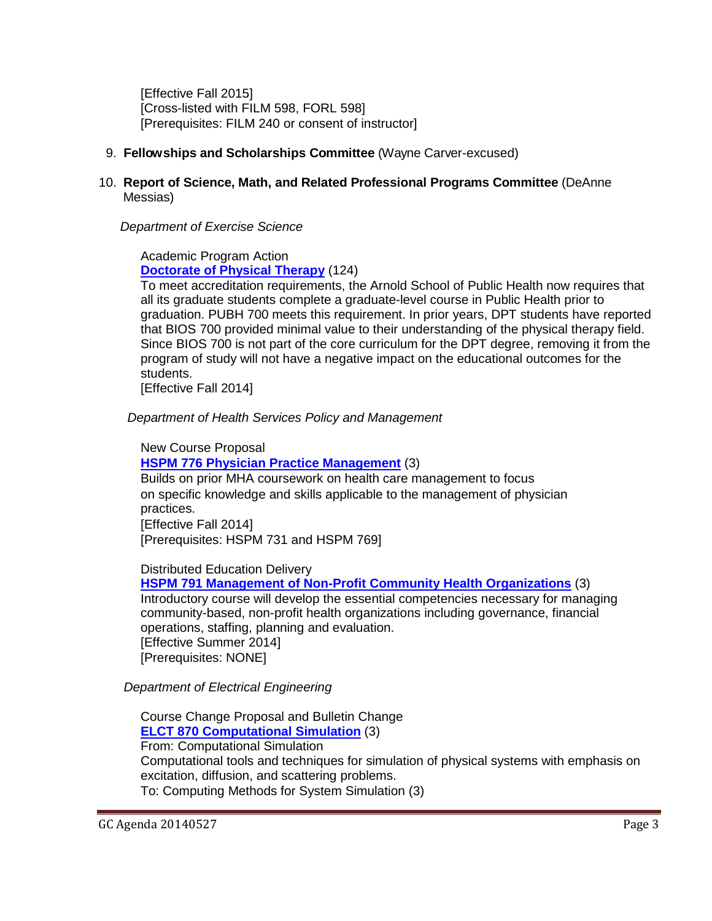[Effective Fall 2015]
[Cross-listed with FILM 598, FORL 598]
[Prerequisites: FILM 240 or consent of instructor]

9. **Fellowships and Scholarships Committee** (Wayne Carver-excused)

10. **Report of Science, Math, and Related Professional Programs Committee** (DeAnne Messias)

*Department of Exercise Science*

Academic Program Action
**Doctorate of Physical Therapy** (124)
To meet accreditation requirements, the Arnold School of Public Health now requires that all its graduate students complete a graduate-level course in Public Health prior to graduation. PUBH 700 meets this requirement. In prior years, DPT students have reported that BIOS 700 provided minimal value to their understanding of the physical therapy field. Since BIOS 700 is not part of the core curriculum for the DPT degree, removing it from the program of study will not have a negative impact on the educational outcomes for the students.
[Effective Fall 2014]

*Department of Health Services Policy and Management*

New Course Proposal
**HSPM 776 Physician Practice Management** (3)
Builds on prior MHA coursework on health care management to focus on specific knowledge and skills applicable to the management of physician practices.
[Effective Fall 2014]
[Prerequisites: HSPM 731 and HSPM 769]

Distributed Education Delivery
**HSPM 791 Management of Non-Profit Community Health Organizations** (3)
Introductory course will develop the essential competencies necessary for managing community-based, non-profit health organizations including governance, financial operations, staffing, planning and evaluation.
[Effective Summer 2014]
[Prerequisites: NONE]

*Department of Electrical Engineering*

Course Change Proposal and Bulletin Change
**ELCT 870 Computational Simulation** (3)
From: Computational Simulation
Computational tools and techniques for simulation of physical systems with emphasis on excitation, diffusion, and scattering problems.
To: Computing Methods for System Simulation (3)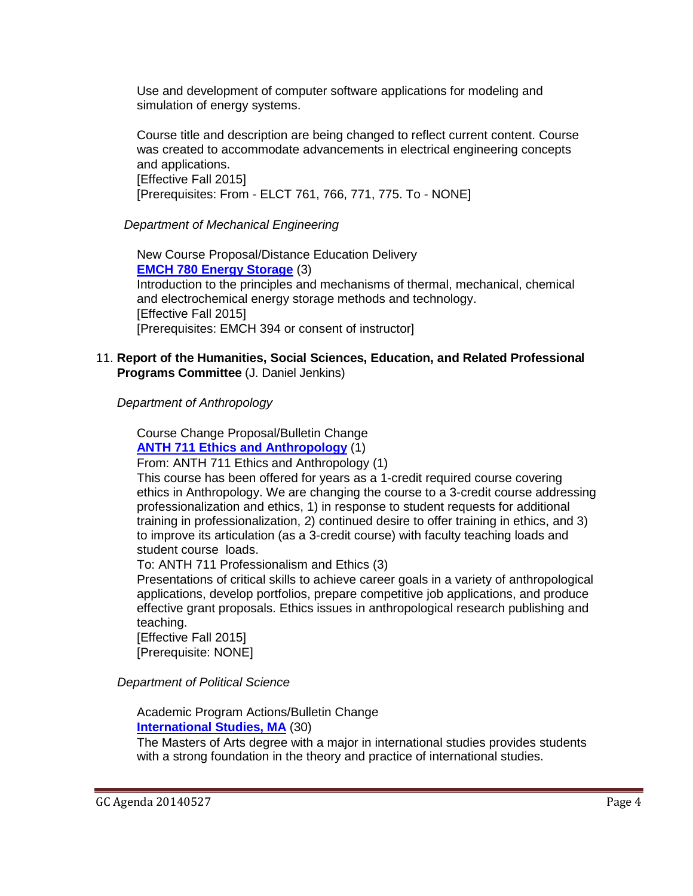Use and development of computer software applications for modeling and simulation of energy systems.

Course title and description are being changed to reflect current content. Course was created to accommodate advancements in electrical engineering concepts and applications.
[Effective Fall 2015]
[Prerequisites: From - ELCT 761, 766, 771, 775. To - NONE]

*Department of Mechanical Engineering*

New Course Proposal/Distance Education Delivery
**EMCH 780 Energy Storage** (3)
Introduction to the principles and mechanisms of thermal, mechanical, chemical and electrochemical energy storage methods and technology.
[Effective Fall 2015]
[Prerequisites: EMCH 394 or consent of instructor]

11. **Report of the Humanities, Social Sciences, Education, and Related Professional Programs Committee** (J. Daniel Jenkins)

*Department of Anthropology*

Course Change Proposal/Bulletin Change
**ANTH 711 Ethics and Anthropology** (1)
From: ANTH 711 Ethics and Anthropology (1)
This course has been offered for years as a 1-credit required course covering ethics in Anthropology. We are changing the course to a 3-credit course addressing professionalization and ethics, 1) in response to student requests for additional training in professionalization, 2) continued desire to offer training in ethics, and 3) to improve its articulation (as a 3-credit course) with faculty teaching loads and student course loads.
To: ANTH 711 Professionalism and Ethics (3)
Presentations of critical skills to achieve career goals in a variety of anthropological applications, develop portfolios, prepare competitive job applications, and produce effective grant proposals. Ethics issues in anthropological research publishing and teaching.
[Effective Fall 2015]
[Prerequisite: NONE]

*Department of Political Science*

Academic Program Actions/Bulletin Change
**International Studies, MA** (30)
The Masters of Arts degree with a major in international studies provides students with a strong foundation in the theory and practice of international studies.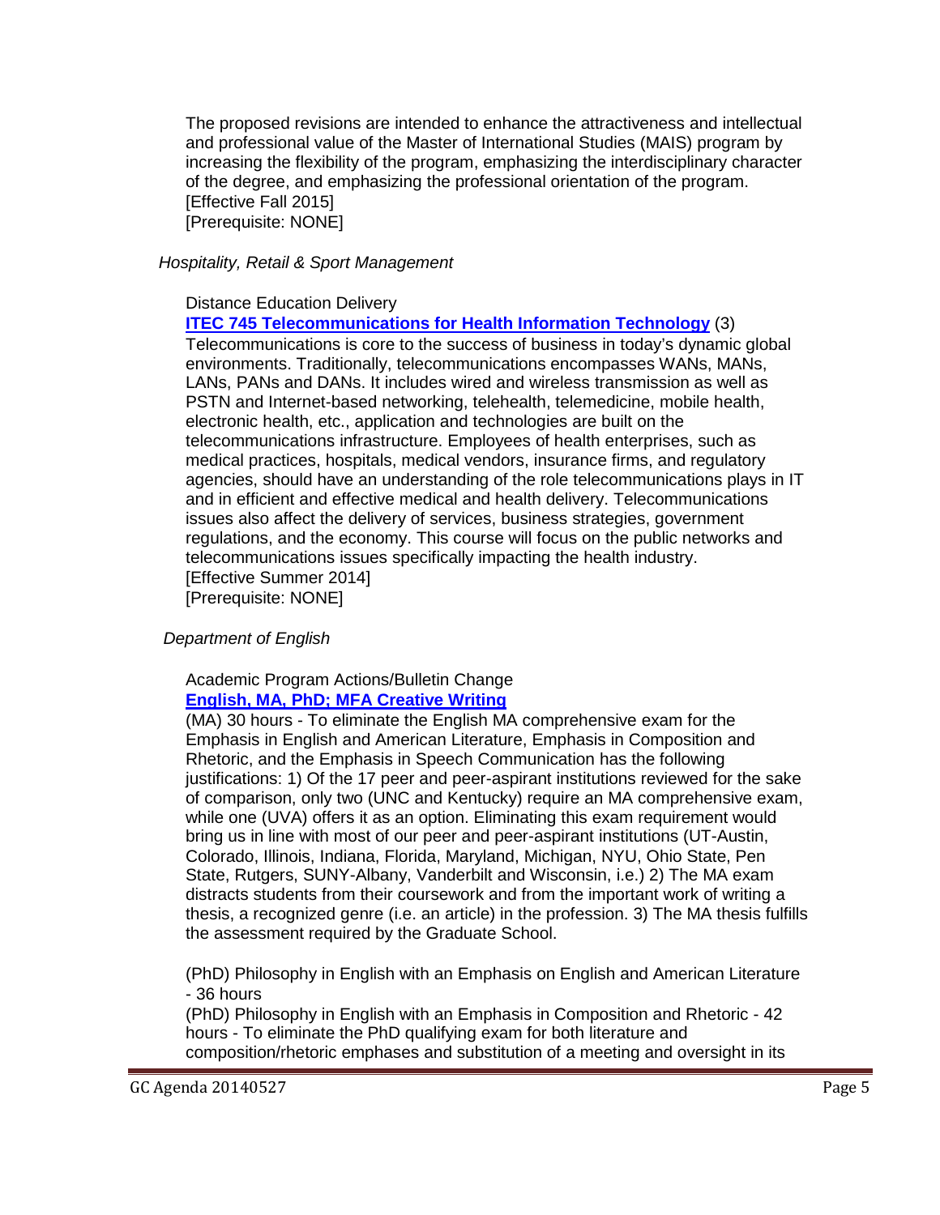The proposed revisions are intended to enhance the attractiveness and intellectual and professional value of the Master of International Studies (MAIS) program by increasing the flexibility of the program, emphasizing the interdisciplinary character of the degree, and emphasizing the professional orientation of the program.
[Effective Fall 2015]
[Prerequisite: NONE]

*Hospitality, Retail & Sport Management*

Distance Education Delivery

**ITEC 745 Telecommunications for Health Information Technology** (3)
Telecommunications is core to the success of business in today's dynamic global environments. Traditionally, telecommunications encompasses WANs, MANs, LANs, PANs and DANs. It includes wired and wireless transmission as well as PSTN and Internet-based networking, telehealth, telemedicine, mobile health, electronic health, etc., application and technologies are built on the telecommunications infrastructure. Employees of health enterprises, such as medical practices, hospitals, medical vendors, insurance firms, and regulatory agencies, should have an understanding of the role telecommunications plays in IT and in efficient and effective medical and health delivery. Telecommunications issues also affect the delivery of services, business strategies, government regulations, and the economy. This course will focus on the public networks and telecommunications issues specifically impacting the health industry.
[Effective Summer 2014]
[Prerequisite: NONE]

*Department of English*

Academic Program Actions/Bulletin Change

**English, MA, PhD; MFA Creative Writing**

(MA) 30 hours - To eliminate the English MA comprehensive exam for the Emphasis in English and American Literature, Emphasis in Composition and Rhetoric, and the Emphasis in Speech Communication has the following justifications: 1) Of the 17 peer and peer-aspirant institutions reviewed for the sake of comparison, only two (UNC and Kentucky) require an MA comprehensive exam, while one (UVA) offers it as an option. Eliminating this exam requirement would bring us in line with most of our peer and peer-aspirant institutions (UT-Austin, Colorado, Illinois, Indiana, Florida, Maryland, Michigan, NYU, Ohio State, Pen State, Rutgers, SUNY-Albany, Vanderbilt and Wisconsin, i.e.) 2) The MA exam distracts students from their coursework and from the important work of writing a thesis, a recognized genre (i.e. an article) in the profession. 3) The MA thesis fulfills the assessment required by the Graduate School.

(PhD) Philosophy in English with an Emphasis on English and American Literature - 36 hours

(PhD) Philosophy in English with an Emphasis in Composition and Rhetoric - 42 hours - To eliminate the PhD qualifying exam for both literature and composition/rhetoric emphases and substitution of a meeting and oversight in its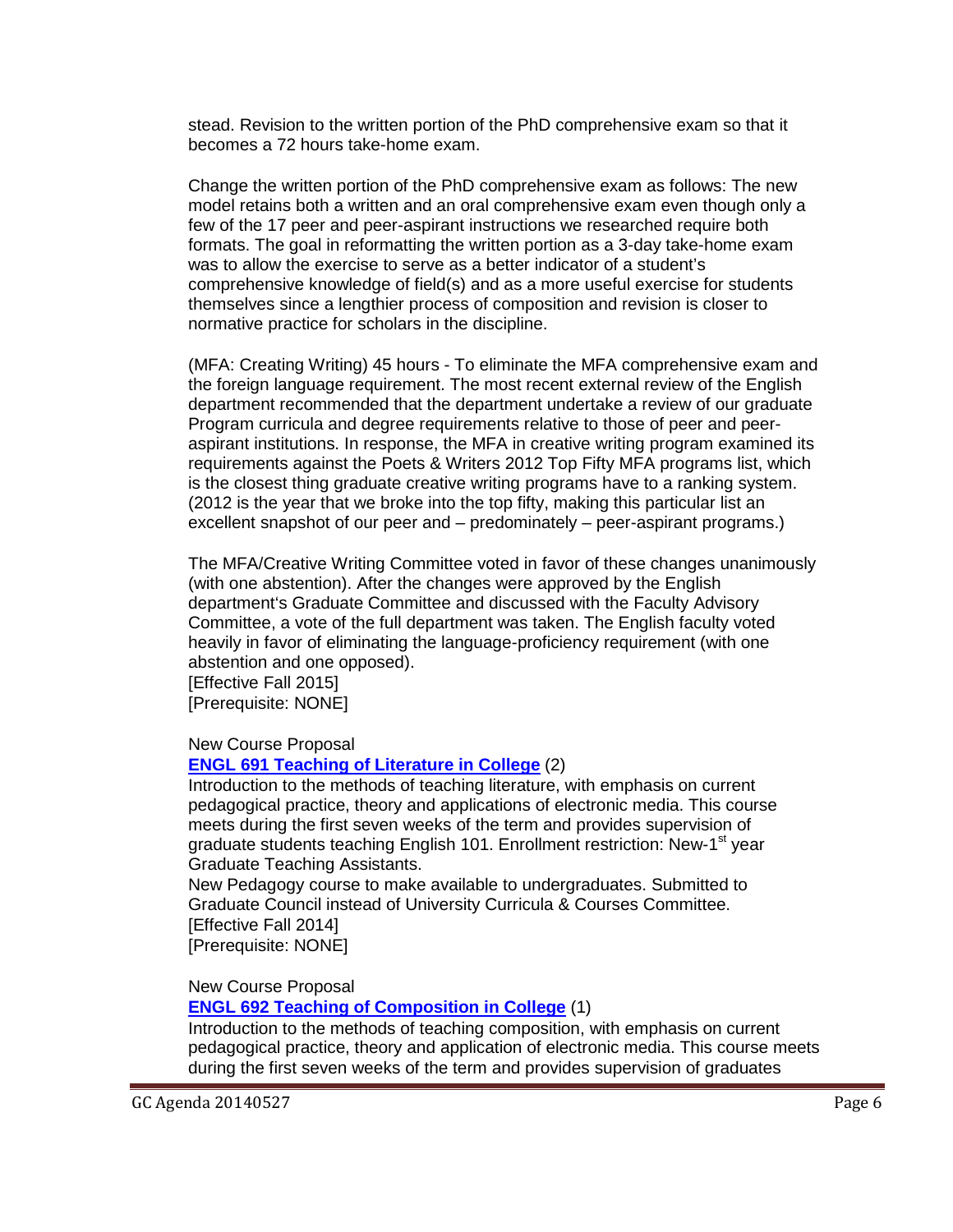stead. Revision to the written portion of the PhD comprehensive exam so that it becomes a 72 hours take-home exam.

Change the written portion of the PhD comprehensive exam as follows: The new model retains both a written and an oral comprehensive exam even though only a few of the 17 peer and peer-aspirant instructions we researched require both formats. The goal in reformatting the written portion as a 3-day take-home exam was to allow the exercise to serve as a better indicator of a student's comprehensive knowledge of field(s) and as a more useful exercise for students themselves since a lengthier process of composition and revision is closer to normative practice for scholars in the discipline.

(MFA: Creating Writing) 45 hours - To eliminate the MFA comprehensive exam and the foreign language requirement. The most recent external review of the English department recommended that the department undertake a review of our graduate Program curricula and degree requirements relative to those of peer and peer-aspirant institutions. In response, the MFA in creative writing program examined its requirements against the Poets & Writers 2012 Top Fifty MFA programs list, which is the closest thing graduate creative writing programs have to a ranking system. (2012 is the year that we broke into the top fifty, making this particular list an excellent snapshot of our peer and – predominately – peer-aspirant programs.)

The MFA/Creative Writing Committee voted in favor of these changes unanimously (with one abstention). After the changes were approved by the English department's Graduate Committee and discussed with the Faculty Advisory Committee, a vote of the full department was taken. The English faculty voted heavily in favor of eliminating the language-proficiency requirement (with one abstention and one opposed).
[Effective Fall 2015]
[Prerequisite: NONE]

New Course Proposal
**ENGL 691 Teaching of Literature in College** (2)
Introduction to the methods of teaching literature, with emphasis on current pedagogical practice, theory and applications of electronic media. This course meets during the first seven weeks of the term and provides supervision of graduate students teaching English 101. Enrollment restriction: New-1st year Graduate Teaching Assistants.
New Pedagogy course to make available to undergraduates. Submitted to Graduate Council instead of University Curricula & Courses Committee.
[Effective Fall 2014]
[Prerequisite: NONE]

New Course Proposal
**ENGL 692 Teaching of Composition in College** (1)
Introduction to the methods of teaching composition, with emphasis on current pedagogical practice, theory and application of electronic media. This course meets during the first seven weeks of the term and provides supervision of graduates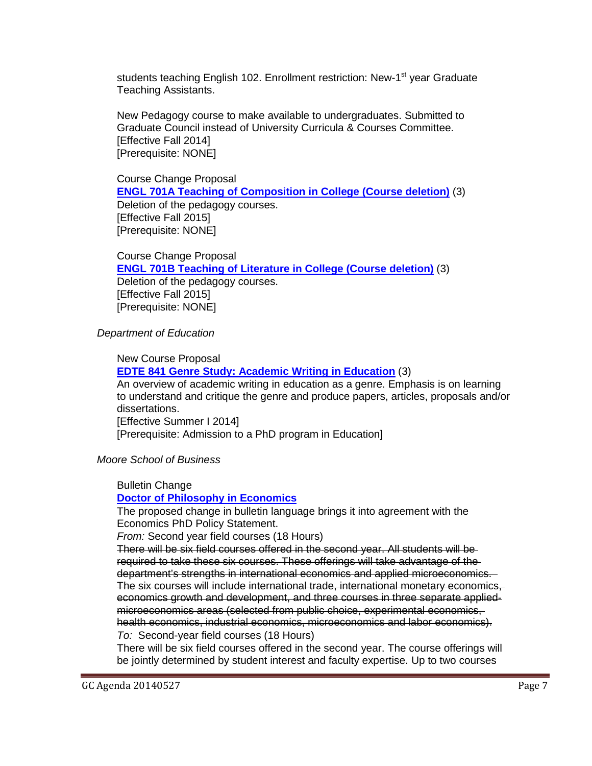students teaching English 102. Enrollment restriction: New-1st year Graduate Teaching Assistants.

New Pedagogy course to make available to undergraduates. Submitted to Graduate Council instead of University Curricula & Courses Committee.
[Effective Fall 2014]
[Prerequisite: NONE]

Course Change Proposal
**ENGL 701A Teaching of Composition in College (Course deletion)** (3)
Deletion of the pedagogy courses.
[Effective Fall 2015]
[Prerequisite: NONE]

Course Change Proposal
**ENGL 701B Teaching of Literature in College (Course deletion)** (3)
Deletion of the pedagogy courses.
[Effective Fall 2015]
[Prerequisite: NONE]

*Department of Education*

New Course Proposal
**EDTE 841 Genre Study: Academic Writing in Education** (3)
An overview of academic writing in education as a genre. Emphasis is on learning to understand and critique the genre and produce papers, articles, proposals and/or dissertations.
[Effective Summer I 2014]
[Prerequisite: Admission to a PhD program in Education]

*Moore School of Business*

Bulletin Change
**Doctor of Philosophy in Economics**
The proposed change in bulletin language brings it into agreement with the Economics PhD Policy Statement.
*From:* Second year field courses (18 Hours)
~~There will be six field courses offered in the second year. All students will be required to take these six courses. These offerings will take advantage of the department's strengths in international economics and applied microeconomics. The six courses will include international trade, international monetary economics, economics growth and development, and three courses in three separate applied microeconomics areas (selected from public choice, experimental economics, health economics, industrial economics, microeconomics and labor economics).~~
*To:* Second-year field courses (18 Hours)
There will be six field courses offered in the second year. The course offerings will be jointly determined by student interest and faculty expertise. Up to two courses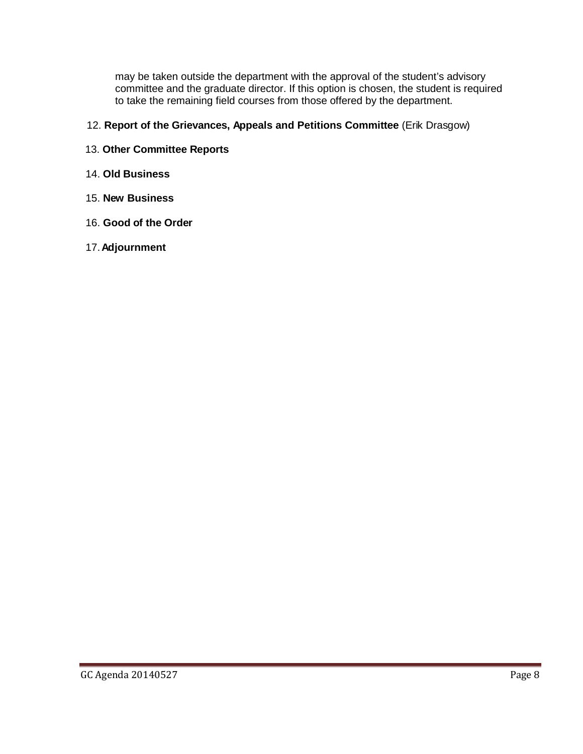may be taken outside the department with the approval of the student's advisory committee and the graduate director. If this option is chosen, the student is required to take the remaining field courses from those offered by the department.

12. **Report of the Grievances, Appeals and Petitions Committee** (Erik Drasgow)

13. **Other Committee Reports**

14. **Old Business**

15. **New Business**

16. **Good of the Order**

17. **Adjournment**